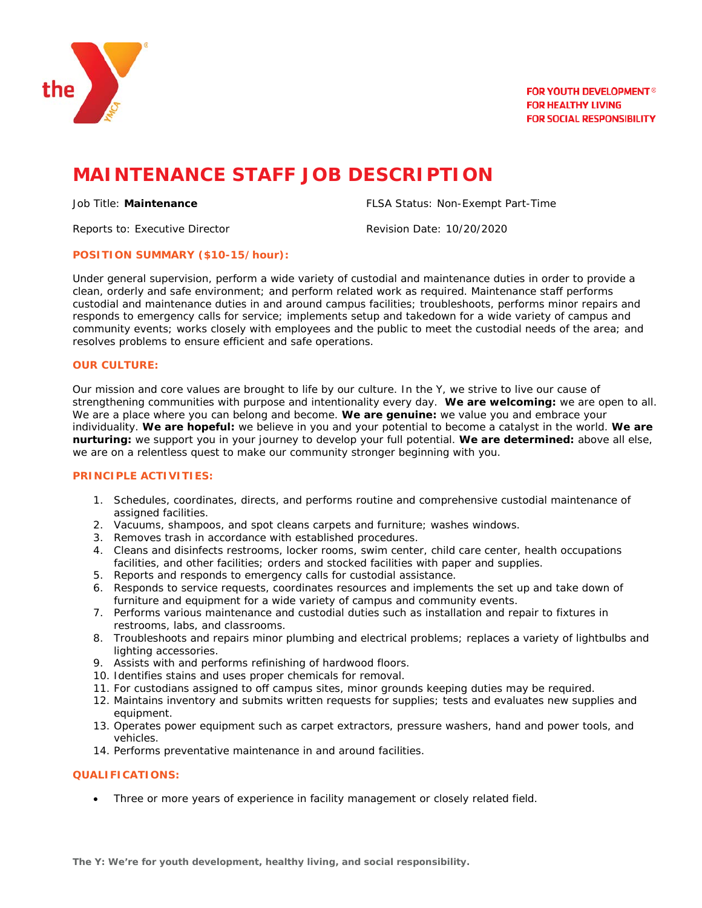FOR YOUTH DEVELOPMENT®
FOR HEALTHY LIVING
FOR SOCIAL RESPONSIBILITY

# MAINTENANCE STAFF JOB DESCRIPTION

Job Title: **Maintenance**

FLSA Status: Non-Exempt Part-Time

Reports to: Executive Director

Revision Date: 10/20/2020

### POSITION SUMMARY ($10-15/hour):

Under general supervision, perform a wide variety of custodial and maintenance duties in order to provide a clean, orderly and safe environment; and perform related work as required. Maintenance staff performs custodial and maintenance duties in and around campus facilities; troubleshoots, performs minor repairs and responds to emergency calls for service; implements setup and takedown for a wide variety of campus and community events; works closely with employees and the public to meet the custodial needs of the area; and resolves problems to ensure efficient and safe operations.

### OUR CULTURE:

Our mission and core values are brought to life by our culture. In the Y, we strive to live our cause of strengthening communities with purpose and intentionality every day. **We are welcoming:** we are open to all. We are a place where you can belong and become. **We are genuine:** we value you and embrace your individuality. **We are hopeful:** we believe in you and your potential to become a catalyst in the world. **We are nurturing:** we support you in your journey to develop your full potential. **We are determined:** above all else, we are on a relentless quest to make our community stronger beginning with you.

### PRINCIPLE ACTIVITIES:

1. Schedules, coordinates, directs, and performs routine and comprehensive custodial maintenance of assigned facilities.
2. Vacuums, shampoos, and spot cleans carpets and furniture; washes windows.
3. Removes trash in accordance with established procedures.
4. Cleans and disinfects restrooms, locker rooms, swim center, child care center, health occupations facilities, and other facilities; orders and stocked facilities with paper and supplies.
5. Reports and responds to emergency calls for custodial assistance.
6. Responds to service requests, coordinates resources and implements the set up and take down of furniture and equipment for a wide variety of campus and community events.
7. Performs various maintenance and custodial duties such as installation and repair to fixtures in restrooms, labs, and classrooms.
8. Troubleshoots and repairs minor plumbing and electrical problems; replaces a variety of lightbulbs and lighting accessories.
9. Assists with and performs refinishing of hardwood floors.
10. Identifies stains and uses proper chemicals for removal.
11. For custodians assigned to off campus sites, minor grounds keeping duties may be required.
12. Maintains inventory and submits written requests for supplies; tests and evaluates new supplies and equipment.
13. Operates power equipment such as carpet extractors, pressure washers, hand and power tools, and vehicles.
14. Performs preventative maintenance in and around facilities.

### QUALIFICATIONS:

- Three or more years of experience in facility management or closely related field.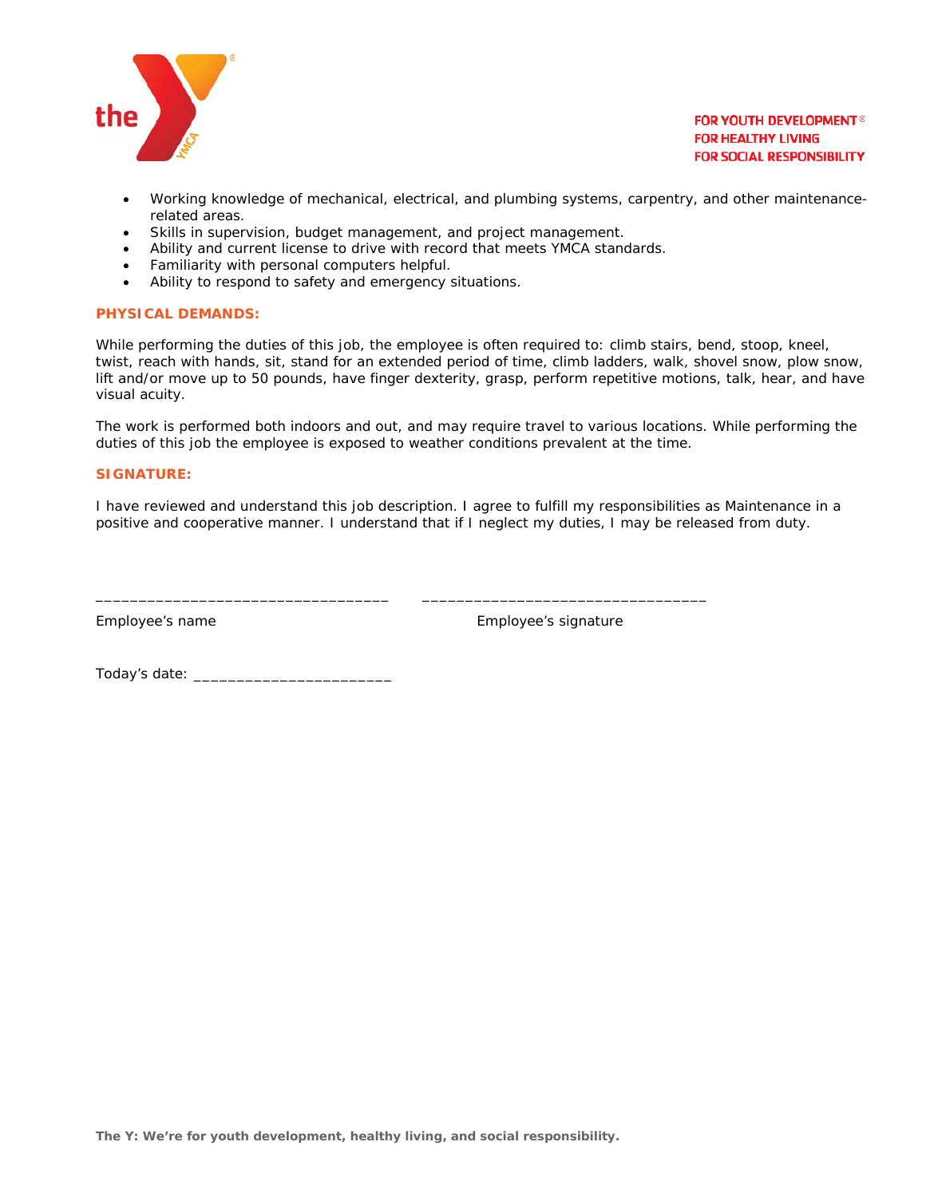- Working knowledge of mechanical, electrical, and plumbing systems, carpentry, and other maintenance-related areas.
- Skills in supervision, budget management, and project management.
- Ability and current license to drive with record that meets YMCA standards.
- Familiarity with personal computers helpful.
- Ability to respond to safety and emergency situations.

## PHYSICAL DEMANDS:

While performing the duties of this job, the employee is often required to: climb stairs, bend, stoop, kneel, twist, reach with hands, sit, stand for an extended period of time, climb ladders, walk, shovel snow, plow snow, lift and/or move up to 50 pounds, have finger dexterity, grasp, perform repetitive motions, talk, hear, and have visual acuity.

The work is performed both indoors and out, and may require travel to various locations. While performing the duties of this job the employee is exposed to weather conditions prevalent at the time.

## SIGNATURE:

I have reviewed and understand this job description. I agree to fulfill my responsibilities as Maintenance in a positive and cooperative manner. I understand that if I neglect my duties, I may be released from duty.

_________________________________ _________________________________

Employee's name Employee's signature

Today's date: ______________________